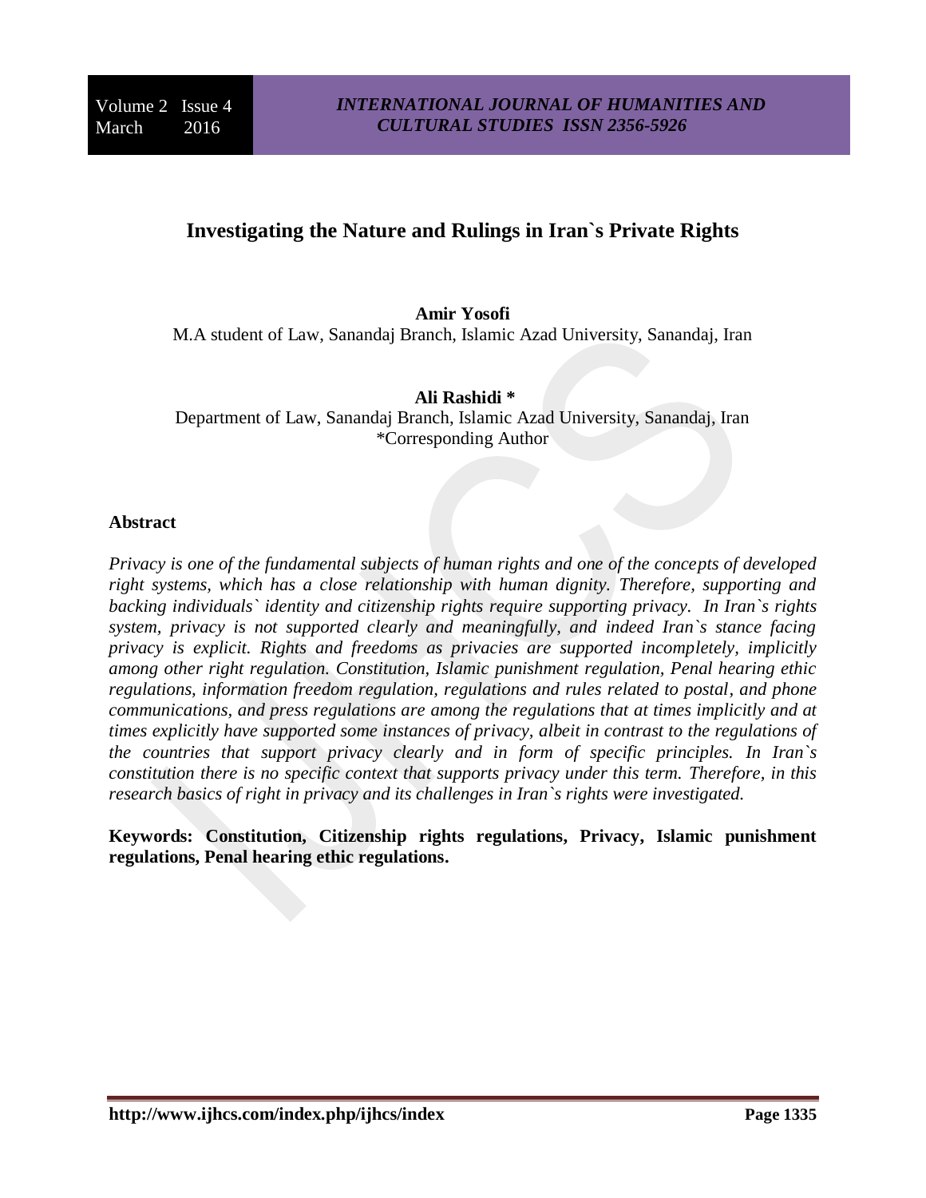# Investigating the Nature and Rulings in Iran`s Private Rights

**Amir Yosofi**

M.A student of Law, Sanandaj Branch, Islamic Azad University, Sanandaj, Iran

**Ali Rashidi \***

Department of Law, Sanandaj Branch, Islamic Azad University, Sanandaj, Iran

\*Corresponding Author

## Abstract

*Privacy is one of the fundamental subjects of human rights and one of the concepts of developed right systems, which has a close relationship with human dignity. Therefore, supporting and backing individuals` identity and citizenship rights require supporting privacy. In Iran`s rights system, privacy is not supported clearly and meaningfully, and indeed Iran`s stance facing privacy is explicit. Rights and freedoms as privacies are supported incompletely, implicitly among other right regulation. Constitution, Islamic punishment regulation, Penal hearing ethic regulations, information freedom regulation, regulations and rules related to postal, and phone communications, and press regulations are among the regulations that at times implicitly and at times explicitly have supported some instances of privacy, albeit in contrast to the regulations of the countries that support privacy clearly and in form of specific principles. In Iran`s constitution there is no specific context that supports privacy under this term. Therefore, in this research basics of right in privacy and its challenges in Iran`s rights were investigated.*

**Keywords: Constitution, Citizenship rights regulations, Privacy, Islamic punishment regulations, Penal hearing ethic regulations.**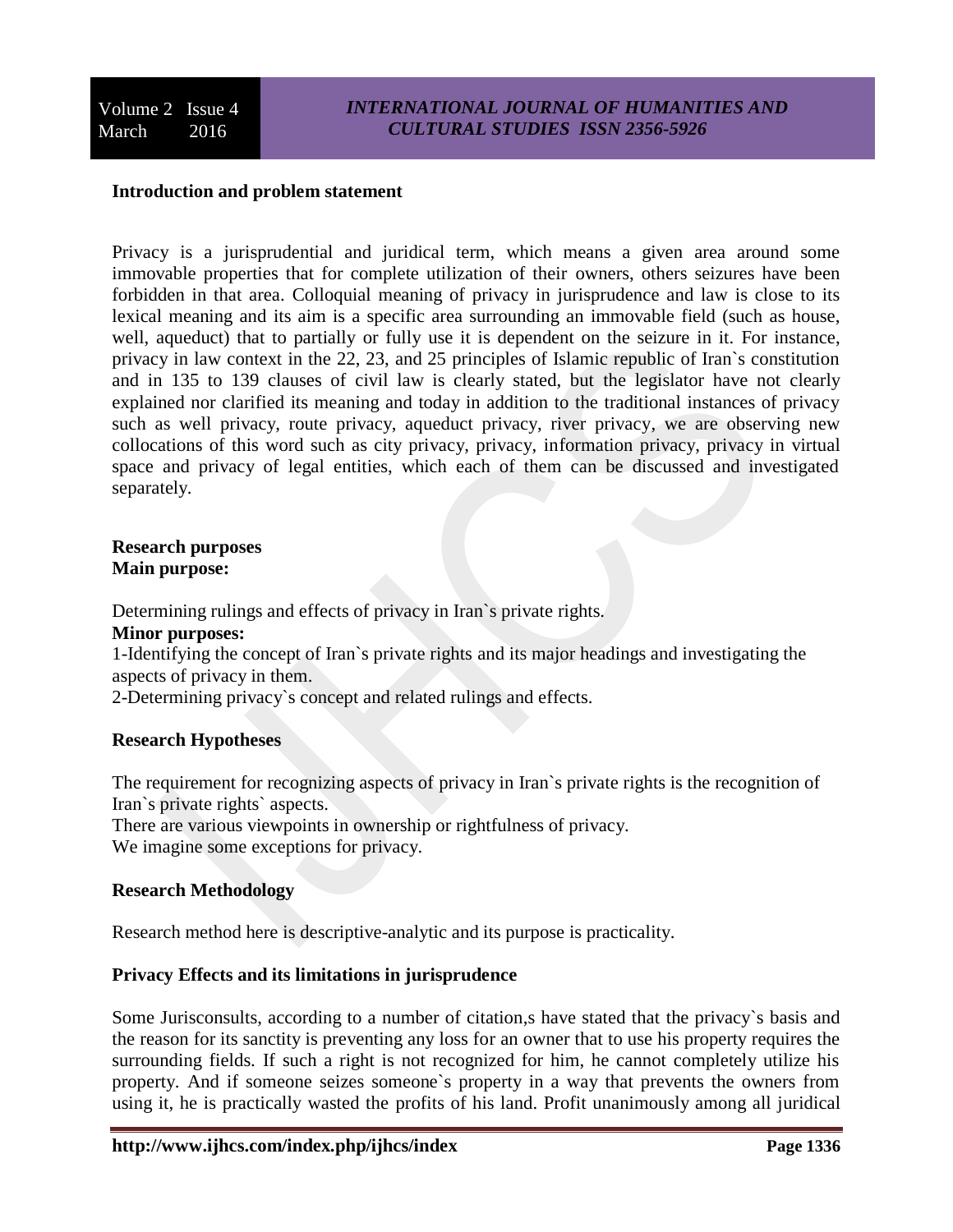**Introduction and problem statement**

Privacy is a jurisprudential and juridical term, which means a given area around some immovable properties that for complete utilization of their owners, others seizures have been forbidden in that area. Colloquial meaning of privacy in jurisprudence and law is close to its lexical meaning and its aim is a specific area surrounding an immovable field (such as house, well, aqueduct) that to partially or fully use it is dependent on the seizure in it. For instance, privacy in law context in the 22, 23, and 25 principles of Islamic republic of Iran`s constitution and in 135 to 139 clauses of civil law is clearly stated, but the legislator have not clearly explained nor clarified its meaning and today in addition to the traditional instances of privacy such as well privacy, route privacy, aqueduct privacy, river privacy, we are observing new collocations of this word such as city privacy, privacy, information privacy, privacy in virtual space and privacy of legal entities, which each of them can be discussed and investigated separately.

**Research purposes**
**Main purpose:**

Determining rulings and effects of privacy in Iran`s private rights.

**Minor purposes:**

1-Identifying the concept of Iran`s private rights and its major headings and investigating the aspects of privacy in them.

2-Determining privacy`s concept and related rulings and effects.

**Research Hypotheses**

The requirement for recognizing aspects of privacy in Iran`s private rights is the recognition of Iran`s private rights` aspects.

There are various viewpoints in ownership or rightfulness of privacy.

We imagine some exceptions for privacy.

**Research Methodology**

Research method here is descriptive-analytic and its purpose is practicality.

**Privacy Effects and its limitations in jurisprudence**

Some Jurisconsults, according to a number of citation,s have stated that the privacy`s basis and the reason for its sanctity is preventing any loss for an owner that to use his property requires the surrounding fields. If such a right is not recognized for him, he cannot completely utilize his property. And if someone seizes someone`s property in a way that prevents the owners from using it, he is practically wasted the profits of his land. Profit unanimously among all juridical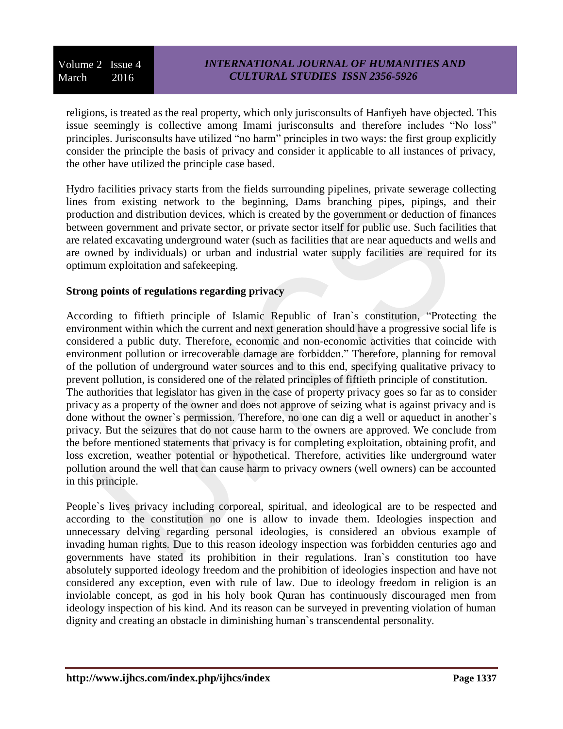religions, is treated as the real property, which only jurisconsults of Hanfiyeh have objected. This issue seemingly is collective among Imami jurisconsults and therefore includes "No loss" principles. Jurisconsults have utilized "no harm" principles in two ways: the first group explicitly consider the principle the basis of privacy and consider it applicable to all instances of privacy, the other have utilized the principle case based.

Hydro facilities privacy starts from the fields surrounding pipelines, private sewerage collecting lines from existing network to the beginning, Dams branching pipes, pipings, and their production and distribution devices, which is created by the government or deduction of finances between government and private sector, or private sector itself for public use. Such facilities that are related excavating underground water (such as facilities that are near aqueducts and wells and are owned by individuals) or urban and industrial water supply facilities are required for its optimum exploitation and safekeeping.

**Strong points of regulations regarding privacy**

According to fiftieth principle of Islamic Republic of Iran`s constitution, "Protecting the environment within which the current and next generation should have a progressive social life is considered a public duty. Therefore, economic and non-economic activities that coincide with environment pollution or irrecoverable damage are forbidden." Therefore, planning for removal of the pollution of underground water sources and to this end, specifying qualitative privacy to prevent pollution, is considered one of the related principles of fiftieth principle of constitution.

The authorities that legislator has given in the case of property privacy goes so far as to consider privacy as a property of the owner and does not approve of seizing what is against privacy and is done without the owner`s permission. Therefore, no one can dig a well or aqueduct in another`s privacy. But the seizures that do not cause harm to the owners are approved. We conclude from the before mentioned statements that privacy is for completing exploitation, obtaining profit, and loss excretion, weather potential or hypothetical. Therefore, activities like underground water pollution around the well that can cause harm to privacy owners (well owners) can be accounted in this principle.

People`s lives privacy including corporeal, spiritual, and ideological are to be respected and according to the constitution no one is allow to invade them. Ideologies inspection and unnecessary delving regarding personal ideologies, is considered an obvious example of invading human rights. Due to this reason ideology inspection was forbidden centuries ago and governments have stated its prohibition in their regulations. Iran`s constitution too have absolutely supported ideology freedom and the prohibition of ideologies inspection and have not considered any exception, even with rule of law. Due to ideology freedom in religion is an inviolable concept, as god in his holy book Quran has continuously discouraged men from ideology inspection of his kind. And its reason can be surveyed in preventing violation of human dignity and creating an obstacle in diminishing human`s transcendental personality.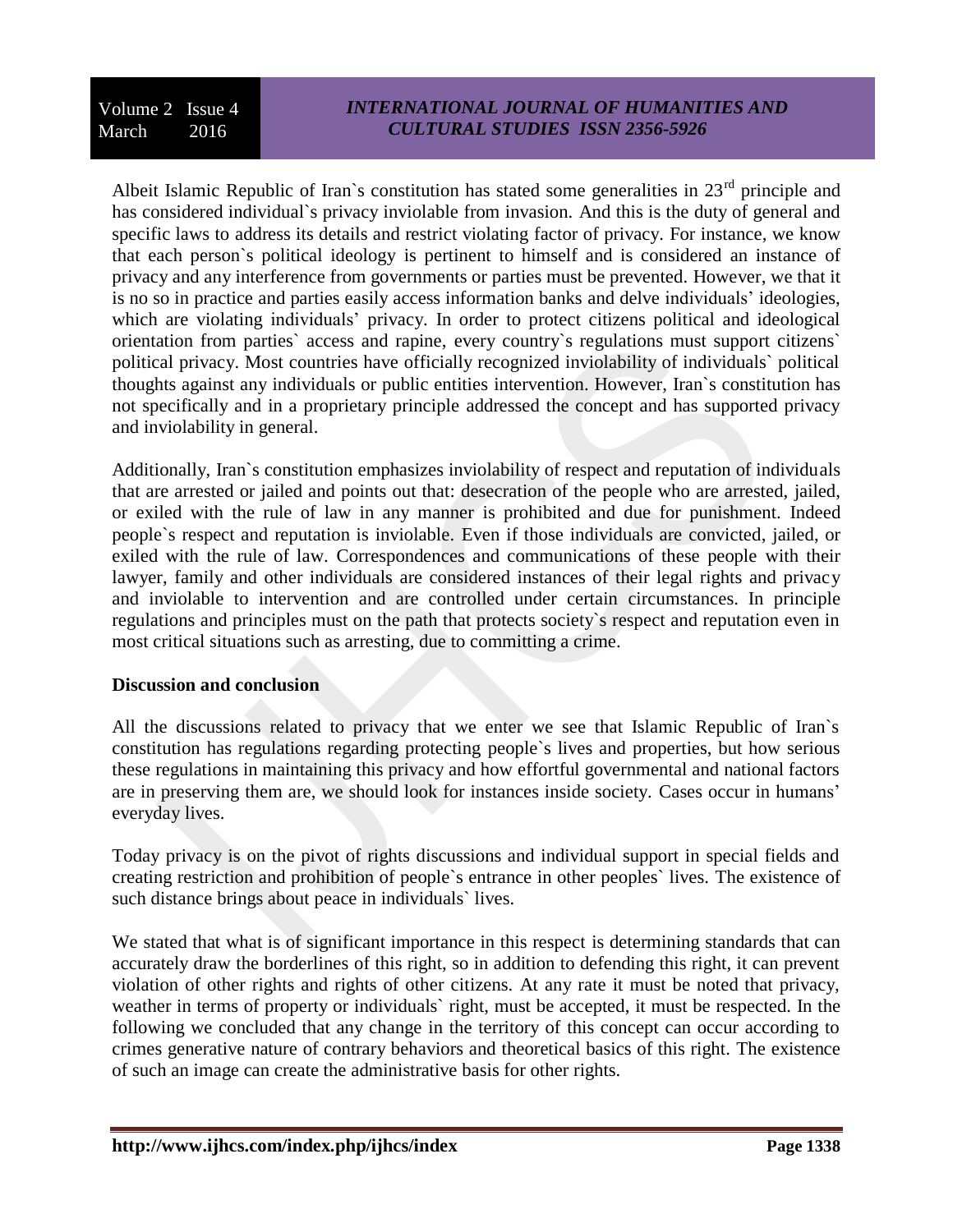Albeit Islamic Republic of Iran`s constitution has stated some generalities in 23rd principle and has considered individual`s privacy inviolable from invasion. And this is the duty of general and specific laws to address its details and restrict violating factor of privacy. For instance, we know that each person`s political ideology is pertinent to himself and is considered an instance of privacy and any interference from governments or parties must be prevented. However, we that it is no so in practice and parties easily access information banks and delve individuals' ideologies, which are violating individuals' privacy. In order to protect citizens political and ideological orientation from parties` access and rapine, every country`s regulations must support citizens` political privacy. Most countries have officially recognized inviolability of individuals` political thoughts against any individuals or public entities intervention. However, Iran`s constitution has not specifically and in a proprietary principle addressed the concept and has supported privacy and inviolability in general.

Additionally, Iran`s constitution emphasizes inviolability of respect and reputation of individuals that are arrested or jailed and points out that: desecration of the people who are arrested, jailed, or exiled with the rule of law in any manner is prohibited and due for punishment. Indeed people`s respect and reputation is inviolable. Even if those individuals are convicted, jailed, or exiled with the rule of law. Correspondences and communications of these people with their lawyer, family and other individuals are considered instances of their legal rights and privacy and inviolable to intervention and are controlled under certain circumstances. In principle regulations and principles must on the path that protects society`s respect and reputation even in most critical situations such as arresting, due to committing a crime.

**Discussion and conclusion**

All the discussions related to privacy that we enter we see that Islamic Republic of Iran`s constitution has regulations regarding protecting people`s lives and properties, but how serious these regulations in maintaining this privacy and how effortful governmental and national factors are in preserving them are, we should look for instances inside society. Cases occur in humans' everyday lives.

Today privacy is on the pivot of rights discussions and individual support in special fields and creating restriction and prohibition of people`s entrance in other peoples` lives. The existence of such distance brings about peace in individuals` lives.

We stated that what is of significant importance in this respect is determining standards that can accurately draw the borderlines of this right, so in addition to defending this right, it can prevent violation of other rights and rights of other citizens. At any rate it must be noted that privacy, weather in terms of property or individuals` right, must be accepted, it must be respected. In the following we concluded that any change in the territory of this concept can occur according to crimes generative nature of contrary behaviors and theoretical basics of this right. The existence of such an image can create the administrative basis for other rights.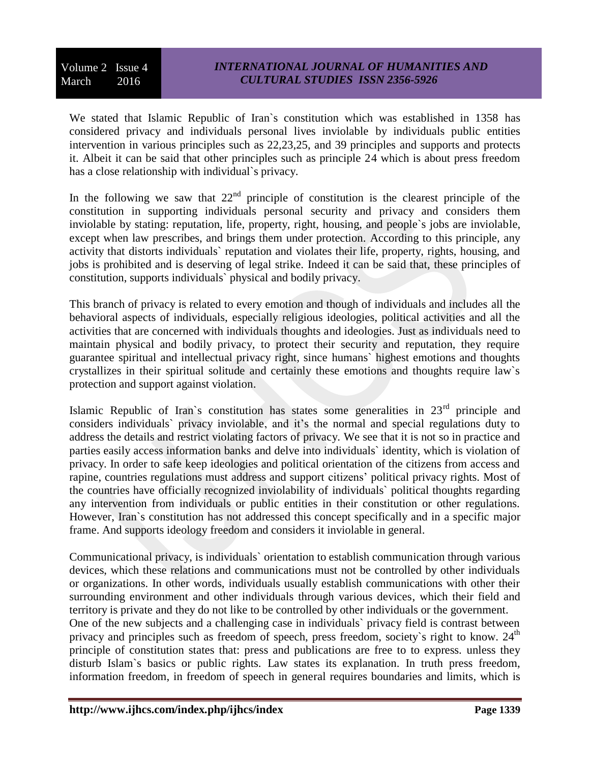We stated that Islamic Republic of Iran`s constitution which was established in 1358 has considered privacy and individuals personal lives inviolable by individuals public entities intervention in various principles such as 22,23,25, and 39 principles and supports and protects it. Albeit it can be said that other principles such as principle 24 which is about press freedom has a close relationship with individual`s privacy.

In the following we saw that 22nd principle of constitution is the clearest principle of the constitution in supporting individuals personal security and privacy and considers them inviolable by stating: reputation, life, property, right, housing, and people`s jobs are inviolable, except when law prescribes, and brings them under protection. According to this principle, any activity that distorts individuals` reputation and violates their life, property, rights, housing, and jobs is prohibited and is deserving of legal strike. Indeed it can be said that, these principles of constitution, supports individuals` physical and bodily privacy.

This branch of privacy is related to every emotion and though of individuals and includes all the behavioral aspects of individuals, especially religious ideologies, political activities and all the activities that are concerned with individuals thoughts and ideologies. Just as individuals need to maintain physical and bodily privacy, to protect their security and reputation, they require guarantee spiritual and intellectual privacy right, since humans` highest emotions and thoughts crystallizes in their spiritual solitude and certainly these emotions and thoughts require law`s protection and support against violation.

Islamic Republic of Iran`s constitution has states some generalities in 23rd principle and considers individuals` privacy inviolable, and it's the normal and special regulations duty to address the details and restrict violating factors of privacy. We see that it is not so in practice and parties easily access information banks and delve into individuals` identity, which is violation of privacy. In order to safe keep ideologies and political orientation of the citizens from access and rapine, countries regulations must address and support citizens' political privacy rights. Most of the countries have officially recognized inviolability of individuals` political thoughts regarding any intervention from individuals or public entities in their constitution or other regulations. However, Iran`s constitution has not addressed this concept specifically and in a specific major frame. And supports ideology freedom and considers it inviolable in general.

Communicational privacy, is individuals` orientation to establish communication through various devices, which these relations and communications must not be controlled by other individuals or organizations. In other words, individuals usually establish communications with other their surrounding environment and other individuals through various devices, which their field and territory is private and they do not like to be controlled by other individuals or the government.
One of the new subjects and a challenging case in individuals` privacy field is contrast between privacy and principles such as freedom of speech, press freedom, society`s right to know. 24th principle of constitution states that: press and publications are free to to express. unless they disturb Islam`s basics or public rights. Law states its explanation. In truth press freedom, information freedom, in freedom of speech in general requires boundaries and limits, which is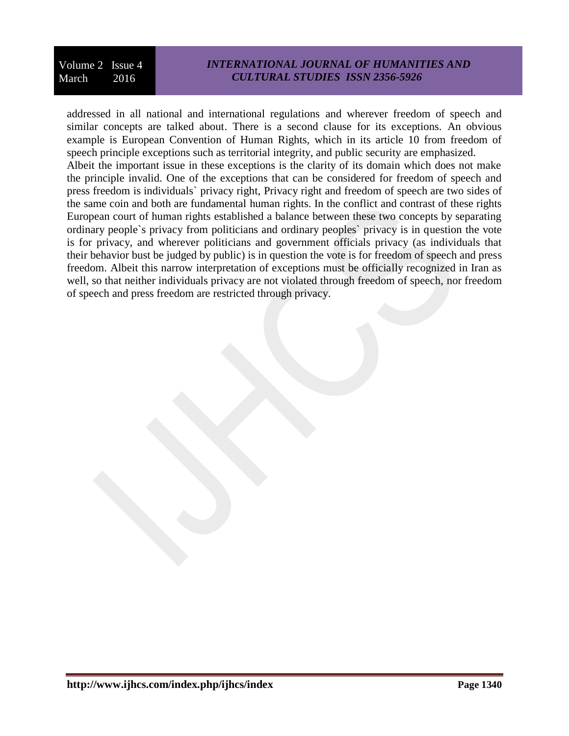addressed in all national and international regulations and wherever freedom of speech and similar concepts are talked about. There is a second clause for its exceptions. An obvious example is European Convention of Human Rights, which in its article 10 from freedom of speech principle exceptions such as territorial integrity, and public security are emphasized.

Albeit the important issue in these exceptions is the clarity of its domain which does not make the principle invalid. One of the exceptions that can be considered for freedom of speech and press freedom is individuals` privacy right, Privacy right and freedom of speech are two sides of the same coin and both are fundamental human rights. In the conflict and contrast of these rights European court of human rights established a balance between these two concepts by separating ordinary people`s privacy from politicians and ordinary peoples` privacy is in question the vote is for privacy, and wherever politicians and government officials privacy (as individuals that their behavior bust be judged by public) is in question the vote is for freedom of speech and press freedom. Albeit this narrow interpretation of exceptions must be officially recognized in Iran as well, so that neither individuals privacy are not violated through freedom of speech, nor freedom of speech and press freedom are restricted through privacy.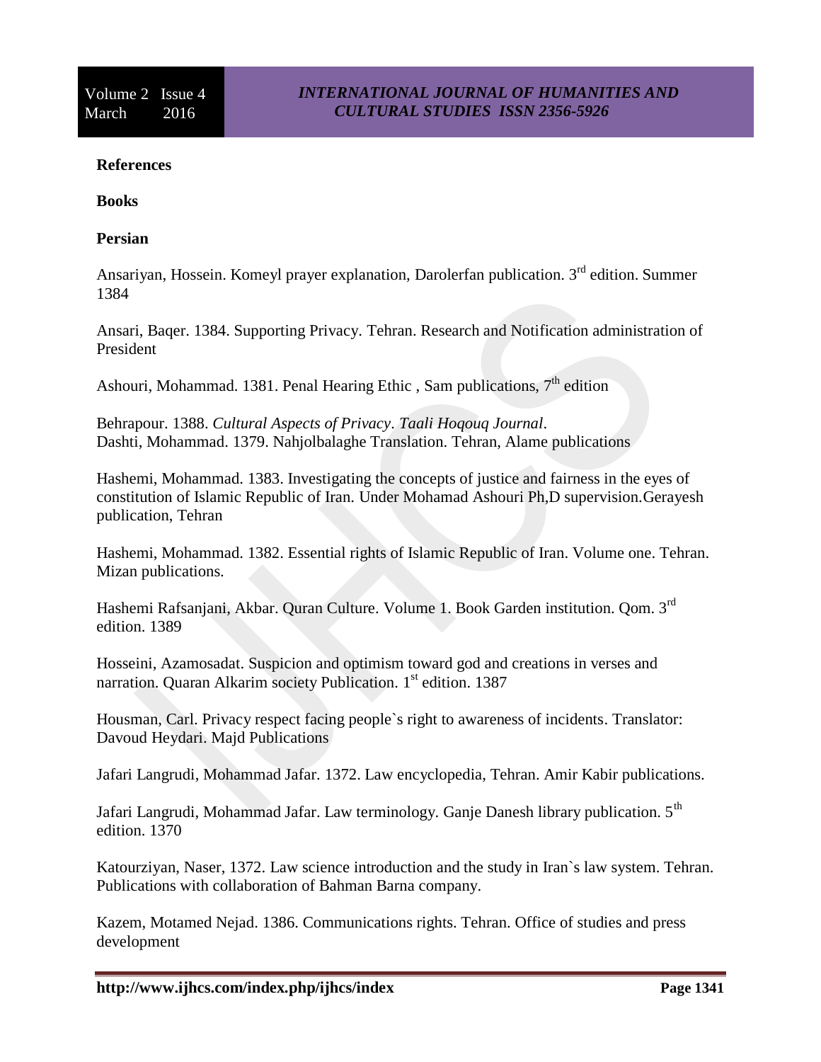**References**

**Books**

**Persian**

Ansariyan, Hossein. Komeyl prayer explanation, Darolerfan publication. 3rd edition. Summer 1384

Ansari, Baqer. 1384. Supporting Privacy. Tehran. Research and Notification administration of President

Ashouri, Mohammad. 1381. Penal Hearing Ethic , Sam publications, 7th edition

Behrapour. 1388. *Cultural Aspects of Privacy*. *Taali Hoqouq Journal*.
Dashti, Mohammad. 1379. Nahjolbalaghe Translation. Tehran, Alame publications

Hashemi, Mohammad. 1383. Investigating the concepts of justice and fairness in the eyes of constitution of Islamic Republic of Iran. Under Mohamad Ashouri Ph,D supervision.Gerayesh publication, Tehran

Hashemi, Mohammad. 1382. Essential rights of Islamic Republic of Iran. Volume one. Tehran. Mizan publications.

Hashemi Rafsanjani, Akbar. Quran Culture. Volume 1. Book Garden institution. Qom. 3rd edition. 1389

Hosseini, Azamosadat. Suspicion and optimism toward god and creations in verses and narration. Quaran Alkarim society Publication. 1st edition. 1387

Housman, Carl. Privacy respect facing people`s right to awareness of incidents. Translator: Davoud Heydari. Majd Publications

Jafari Langrudi, Mohammad Jafar. 1372. Law encyclopedia, Tehran. Amir Kabir publications.

Jafari Langrudi, Mohammad Jafar. Law terminology. Ganje Danesh library publication. 5th edition. 1370

Katourziyan, Naser, 1372. Law science introduction and the study in Iran`s law system. Tehran. Publications with collaboration of Bahman Barna company.

Kazem, Motamed Nejad. 1386. Communications rights. Tehran. Office of studies and press development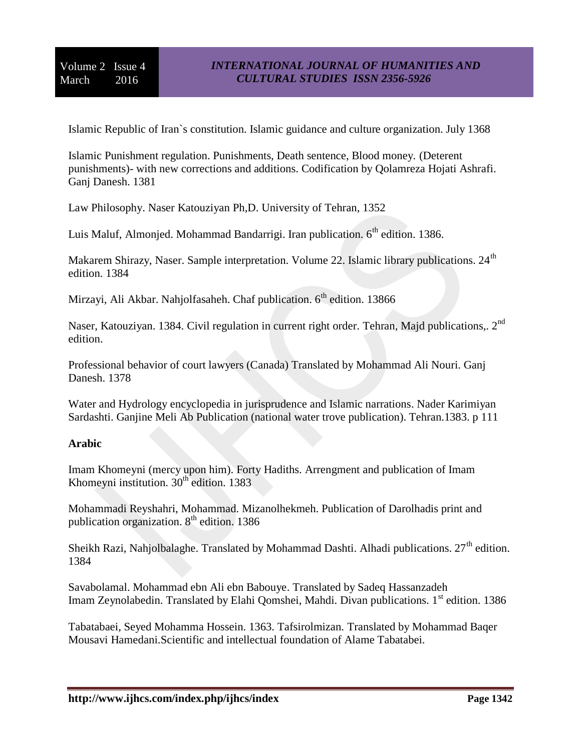Islamic Republic of Iran`s constitution. Islamic guidance and culture organization. July 1368

Islamic Punishment regulation. Punishments, Death sentence, Blood money. (Deterent punishments)- with new corrections and additions. Codification by Qolamreza Hojati Ashrafi. Ganj Danesh. 1381

Law Philosophy. Naser Katouziyan Ph,D. University of Tehran, 1352

Luis Maluf, Almonjed. Mohammad Bandarrigi. Iran publication. 6th edition. 1386.

Makarem Shirazy, Naser. Sample interpretation. Volume 22. Islamic library publications. 24th edition. 1384

Mirzayi, Ali Akbar. Nahjolfasaheh. Chaf publication. 6th edition. 13866

Naser, Katouziyan. 1384. Civil regulation in current right order. Tehran, Majd publications,. 2nd edition.

Professional behavior of court lawyers (Canada) Translated by Mohammad Ali Nouri. Ganj Danesh. 1378

Water and Hydrology encyclopedia in jurisprudence and Islamic narrations. Nader Karimiyan Sardashti. Ganjine Meli Ab Publication (national water trove publication). Tehran.1383. p 111

**Arabic**

Imam Khomeyni (mercy upon him). Forty Hadiths. Arrengment and publication of Imam Khomeyni institution. 30th edition. 1383

Mohammadi Reyshahri, Mohammad. Mizanolhekmeh. Publication of Darolhadis print and publication organization. 8th edition. 1386

Sheikh Razi, Nahjolbalaghe. Translated by Mohammad Dashti. Alhadi publications. 27th edition. 1384

Savabolamal. Mohammad ebn Ali ebn Babouye. Translated by Sadeq Hassanzadeh
Imam Zeynolabedin. Translated by Elahi Qomshei, Mahdi. Divan publications. 1st edition. 1386

Tabatabaei, Seyed Mohamma Hossein. 1363. Tafsirolmizan. Translated by Mohammad Baqer Mousavi Hamedani.Scientific and intellectual foundation of Alame Tabatabei.